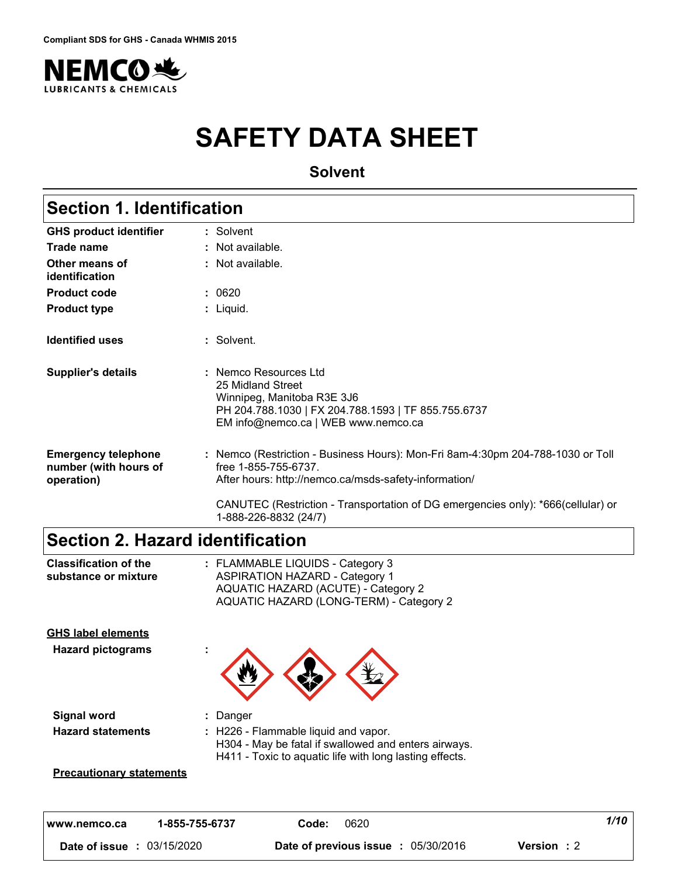Compliant SDS for GHS - Canada WHMIS 2015

NEMCO LUBRICANTS & CHEMICALS

# SAFETY DATA SHEET

**Solvent**

## Section 1. Identification

| | | |
|---|---|---|
| **GHS product identifier** | : | Solvent |
| **Trade name** | : | Not available. |
| **Other means of identification** | : | Not available. |
| **Product code** | : | 0620 |
| **Product type** | : | Liquid. |
| **Identified uses** | : | Solvent. |
| **Supplier's details** | : | Nemco Resources Ltd<br>25 Midland Street<br>Winnipeg, Manitoba R3E 3J6<br>PH 204.788.1030 \| FX 204.788.1593 \| TF 855.755.6737<br>EM info@nemco.ca \| WEB www.nemco.ca |
| **Emergency telephone number (with hours of operation)** | : | Nemco (Restriction - Business Hours): Mon-Fri 8am-4:30pm 204-788-1030 or Toll free 1-855-755-6737.<br>After hours: http://nemco.ca/msds-safety-information/<br><br>CANUTEC (Restriction - Transportation of DG emergencies only): *666(cellular) or 1-888-226-8832 (24/7) |

## Section 2. Hazard identification

| | | |
|---|---|---|
| **Classification of the substance or mixture** | : | FLAMMABLE LIQUIDS - Category 3<br>ASPIRATION HAZARD - Category 1<br>AQUATIC HAZARD (ACUTE) - Category 2<br>AQUATIC HAZARD (LONG-TERM) - Category 2 |

**GHS label elements**

| | | |
|---|---|---|
| **Hazard pictograms** | : | |
| **Signal word** | : | Danger |
| **Hazard statements** | : | H226 - Flammable liquid and vapor.<br>H304 - May be fatal if swallowed and enters airways.<br>H411 - Toxic to aquatic life with long lasting effects. |

**Precautionary statements**

| | | | | |
|---|---|---|---|---|
| www.nemco.ca | 1-855-755-6737 | Code: 0620 | | |
| Date of issue : 03/15/2020 | | Date of previous issue : 05/30/2016 | | Version : 2 |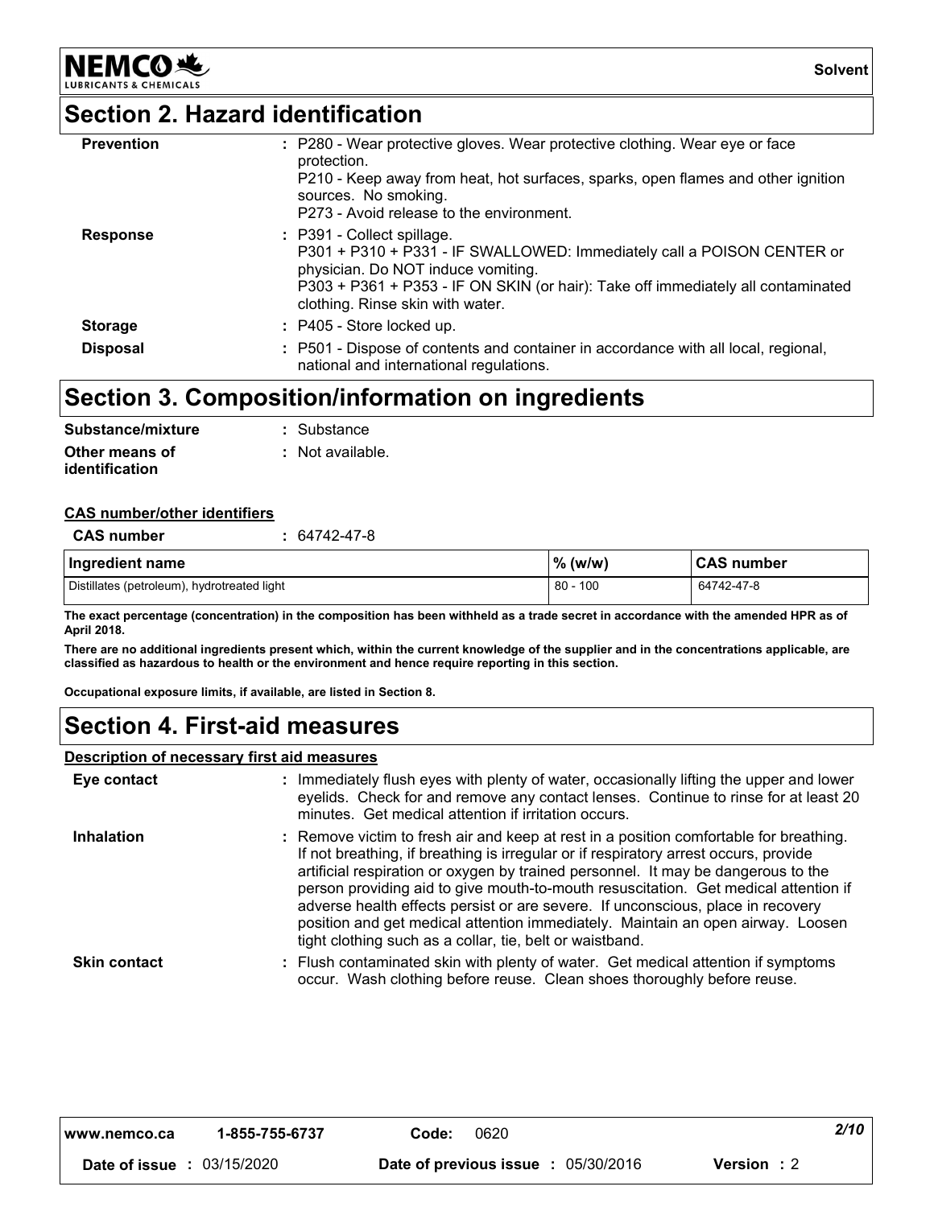## Section 2. Hazard identification

| | |
|---|---|
| **Prevention** | : P280 - Wear protective gloves. Wear protective clothing. Wear eye or face protection.<br>P210 - Keep away from heat, hot surfaces, sparks, open flames and other ignition sources. No smoking.<br>P273 - Avoid release to the environment. |
| **Response** | : P391 - Collect spillage.<br>P301 + P310 + P331 - IF SWALLOWED: Immediately call a POISON CENTER or physician. Do NOT induce vomiting.<br>P303 + P361 + P353 - IF ON SKIN (or hair): Take off immediately all contaminated clothing. Rinse skin with water. |
| **Storage** | : P405 - Store locked up. |
| **Disposal** | : P501 - Dispose of contents and container in accordance with all local, regional, national and international regulations. |

## Section 3. Composition/information on ingredients

**Substance/mixture** : Substance

**Other means of identification** : Not available.

**CAS number/other identifiers**

**CAS number** : 64742-47-8

| Ingredient name | % (w/w) | CAS number |
|---|---|---|
| Distillates (petroleum), hydrotreated light | 80 - 100 | 64742-47-8 |

**The exact percentage (concentration) in the composition has been withheld as a trade secret in accordance with the amended HPR as of April 2018.**

**There are no additional ingredients present which, within the current knowledge of the supplier and in the concentrations applicable, are classified as hazardous to health or the environment and hence require reporting in this section.**

**Occupational exposure limits, if available, are listed in Section 8.**

## Section 4. First-aid measures

**Description of necessary first aid measures**

| | |
|---|---|
| **Eye contact** | : Immediately flush eyes with plenty of water, occasionally lifting the upper and lower eyelids. Check for and remove any contact lenses. Continue to rinse for at least 20 minutes. Get medical attention if irritation occurs. |
| **Inhalation** | : Remove victim to fresh air and keep at rest in a position comfortable for breathing. If not breathing, if breathing is irregular or if respiratory arrest occurs, provide artificial respiration or oxygen by trained personnel. It may be dangerous to the person providing aid to give mouth-to-mouth resuscitation. Get medical attention if adverse health effects persist or are severe. If unconscious, place in recovery position and get medical attention immediately. Maintain an open airway. Loosen tight clothing such as a collar, tie, belt or waistband. |
| **Skin contact** | : Flush contaminated skin with plenty of water. Get medical attention if symptoms occur. Wash clothing before reuse. Clean shoes thoroughly before reuse. |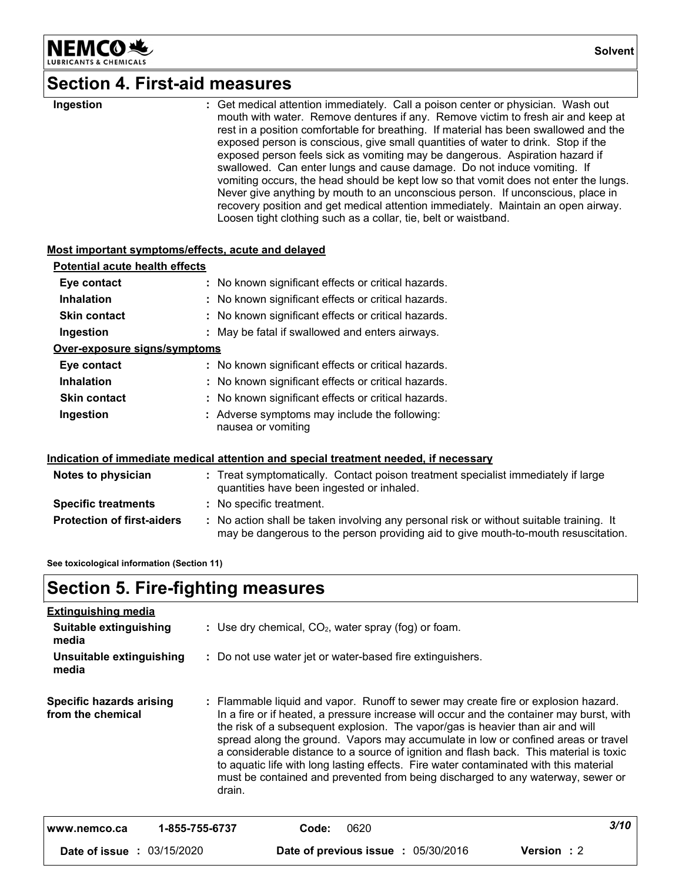## Section 4. First-aid measures

| | |
|---|---|
| **Ingestion** | : Get medical attention immediately. Call a poison center or physician. Wash out mouth with water. Remove dentures if any. Remove victim to fresh air and keep at rest in a position comfortable for breathing. If material has been swallowed and the exposed person is conscious, give small quantities of water to drink. Stop if the exposed person feels sick as vomiting may be dangerous. Aspiration hazard if swallowed. Can enter lungs and cause damage. Do not induce vomiting. If vomiting occurs, the head should be kept low so that vomit does not enter the lungs. Never give anything by mouth to an unconscious person. If unconscious, place in recovery position and get medical attention immediately. Maintain an open airway. Loosen tight clothing such as a collar, tie, belt or waistband. |

### Most important symptoms/effects, acute and delayed

**Potential acute health effects**

| | |
|---|---|
| **Eye contact** | : No known significant effects or critical hazards. |
| **Inhalation** | : No known significant effects or critical hazards. |
| **Skin contact** | : No known significant effects or critical hazards. |
| **Ingestion** | : May be fatal if swallowed and enters airways. |

**Over-exposure signs/symptoms**

| | |
|---|---|
| **Eye contact** | : No known significant effects or critical hazards. |
| **Inhalation** | : No known significant effects or critical hazards. |
| **Skin contact** | : No known significant effects or critical hazards. |
| **Ingestion** | : Adverse symptoms may include the following: nausea or vomiting |

### Indication of immediate medical attention and special treatment needed, if necessary

| | |
|---|---|
| **Notes to physician** | : Treat symptomatically. Contact poison treatment specialist immediately if large quantities have been ingested or inhaled. |
| **Specific treatments** | : No specific treatment. |
| **Protection of first-aiders** | : No action shall be taken involving any personal risk or without suitable training. It may be dangerous to the person providing aid to give mouth-to-mouth resuscitation. |

**See toxicological information (Section 11)**

## Section 5. Fire-fighting measures

**Extinguishing media**

| | |
|---|---|
| **Suitable extinguishing media** | : Use dry chemical, $CO_2$, water spray (fog) or foam. |
| **Unsuitable extinguishing media** | : Do not use water jet or water-based fire extinguishers. |
| **Specific hazards arising from the chemical** | : Flammable liquid and vapor. Runoff to sewer may create fire or explosion hazard. In a fire or if heated, a pressure increase will occur and the container may burst, with the risk of a subsequent explosion. The vapor/gas is heavier than air and will spread along the ground. Vapors may accumulate in low or confined areas or travel a considerable distance to a source of ignition and flash back. This material is toxic to aquatic life with long lasting effects. Fire water contaminated with this material must be contained and prevented from being discharged to any waterway, sewer or drain. |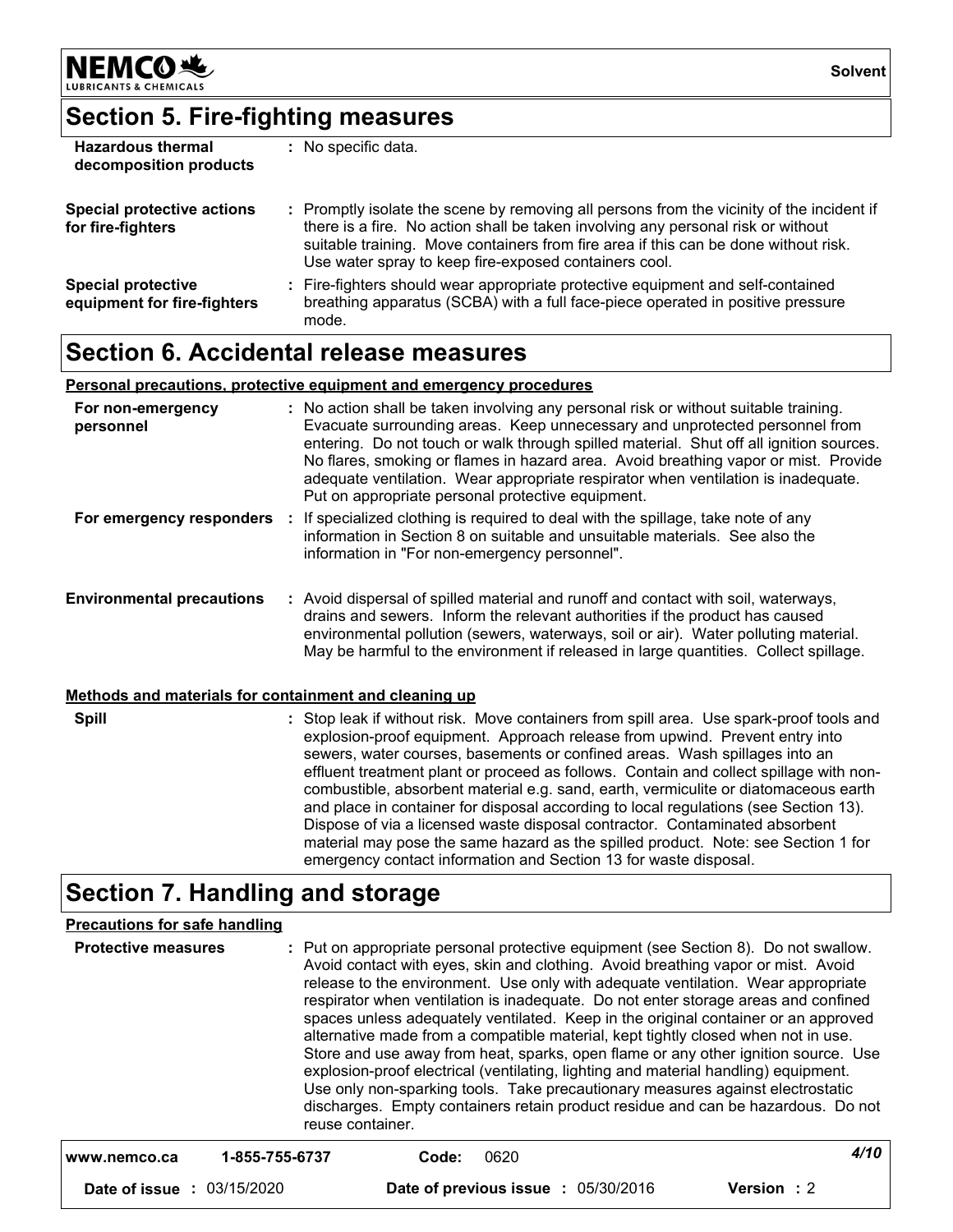## Section 5. Fire-fighting measures

| | |
|---|---|
| **Hazardous thermal decomposition products** | : No specific data. |
| **Special protective actions for fire-fighters** | : Promptly isolate the scene by removing all persons from the vicinity of the incident if there is a fire. No action shall be taken involving any personal risk or without suitable training. Move containers from fire area if this can be done without risk. Use water spray to keep fire-exposed containers cool. |
| **Special protective equipment for fire-fighters** | : Fire-fighters should wear appropriate protective equipment and self-contained breathing apparatus (SCBA) with a full face-piece operated in positive pressure mode. |

## Section 6. Accidental release measures

**Personal precautions, protective equipment and emergency procedures**

| | |
|---|---|
| **For non-emergency personnel** | : No action shall be taken involving any personal risk or without suitable training. Evacuate surrounding areas. Keep unnecessary and unprotected personnel from entering. Do not touch or walk through spilled material. Shut off all ignition sources. No flares, smoking or flames in hazard area. Avoid breathing vapor or mist. Provide adequate ventilation. Wear appropriate respirator when ventilation is inadequate. Put on appropriate personal protective equipment. |
| **For emergency responders** | : If specialized clothing is required to deal with the spillage, take note of any information in Section 8 on suitable and unsuitable materials. See also the information in "For non-emergency personnel". |
| **Environmental precautions** | : Avoid dispersal of spilled material and runoff and contact with soil, waterways, drains and sewers. Inform the relevant authorities if the product has caused environmental pollution (sewers, waterways, soil or air). Water polluting material. May be harmful to the environment if released in large quantities. Collect spillage. |

**Methods and materials for containment and cleaning up**

| | |
|---|---|
| **Spill** | : Stop leak if without risk. Move containers from spill area. Use spark-proof tools and explosion-proof equipment. Approach release from upwind. Prevent entry into sewers, water courses, basements or confined areas. Wash spillages into an effluent treatment plant or proceed as follows. Contain and collect spillage with non-combustible, absorbent material e.g. sand, earth, vermiculite or diatomaceous earth and place in container for disposal according to local regulations (see Section 13). Dispose of via a licensed waste disposal contractor. Contaminated absorbent material may pose the same hazard as the spilled product. Note: see Section 1 for emergency contact information and Section 13 for waste disposal. |

## Section 7. Handling and storage

**Precautions for safe handling**

| | |
|---|---|
| **Protective measures** | : Put on appropriate personal protective equipment (see Section 8). Do not swallow. Avoid contact with eyes, skin and clothing. Avoid breathing vapor or mist. Avoid release to the environment. Use only with adequate ventilation. Wear appropriate respirator when ventilation is inadequate. Do not enter storage areas and confined spaces unless adequately ventilated. Keep in the original container or an approved alternative made from a compatible material, kept tightly closed when not in use. Store and use away from heat, sparks, open flame or any other ignition source. Use explosion-proof electrical (ventilating, lighting and material handling) equipment. Use only non-sparking tools. Take precautionary measures against electrostatic discharges. Empty containers retain product residue and can be hazardous. Do not reuse container. |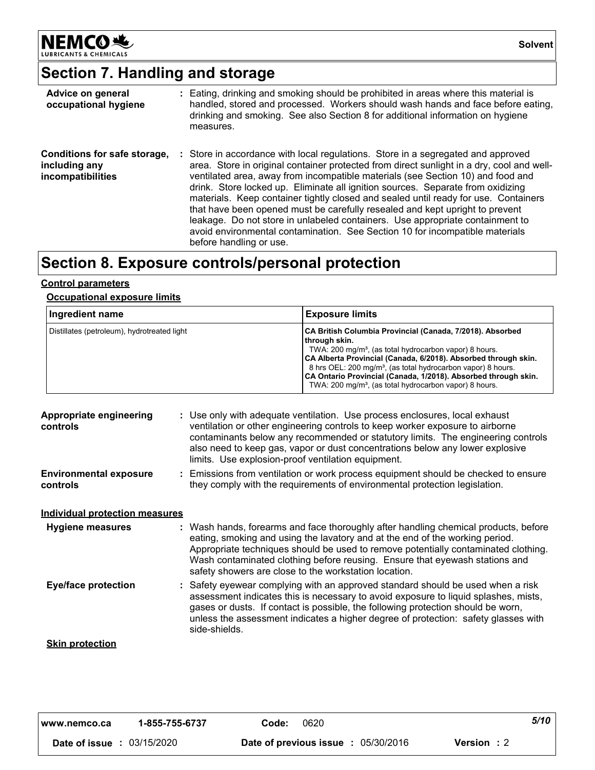## Section 7. Handling and storage

**Advice on general occupational hygiene** : Eating, drinking and smoking should be prohibited in areas where this material is handled, stored and processed. Workers should wash hands and face before eating, drinking and smoking. See also Section 8 for additional information on hygiene measures.

**Conditions for safe storage, including any incompatibilities** : Store in accordance with local regulations. Store in a segregated and approved area. Store in original container protected from direct sunlight in a dry, cool and well-ventilated area, away from incompatible materials (see Section 10) and food and drink. Store locked up. Eliminate all ignition sources. Separate from oxidizing materials. Keep container tightly closed and sealed until ready for use. Containers that have been opened must be carefully resealed and kept upright to prevent leakage. Do not store in unlabeled containers. Use appropriate containment to avoid environmental contamination. See Section 10 for incompatible materials before handling or use.

## Section 8. Exposure controls/personal protection

**Control parameters**

**Occupational exposure limits**

| Ingredient name | Exposure limits |
|---|---|
| Distillates (petroleum), hydrotreated light | **CA British Columbia Provincial (Canada, 7/2018). Absorbed through skin.**<br>TWA: 200 mg/m³, (as total hydrocarbon vapor) 8 hours.<br>**CA Alberta Provincial (Canada, 6/2018). Absorbed through skin.**<br>8 hrs OEL: 200 mg/m³, (as total hydrocarbon vapor) 8 hours.<br>**CA Ontario Provincial (Canada, 1/2018). Absorbed through skin.**<br>TWA: 200 mg/m³, (as total hydrocarbon vapor) 8 hours. |

**Appropriate engineering controls** : Use only with adequate ventilation. Use process enclosures, local exhaust ventilation or other engineering controls to keep worker exposure to airborne contaminants below any recommended or statutory limits. The engineering controls also need to keep gas, vapor or dust concentrations below any lower explosive limits. Use explosion-proof ventilation equipment.

**Environmental exposure controls** : Emissions from ventilation or work process equipment should be checked to ensure they comply with the requirements of environmental protection legislation.

**Individual protection measures**

**Hygiene measures** : Wash hands, forearms and face thoroughly after handling chemical products, before eating, smoking and using the lavatory and at the end of the working period. Appropriate techniques should be used to remove potentially contaminated clothing. Wash contaminated clothing before reusing. Ensure that eyewash stations and safety showers are close to the workstation location.

**Eye/face protection** : Safety eyewear complying with an approved standard should be used when a risk assessment indicates this is necessary to avoid exposure to liquid splashes, mists, gases or dusts. If contact is possible, the following protection should be worn, unless the assessment indicates a higher degree of protection: safety glasses with side-shields.

**Skin protection**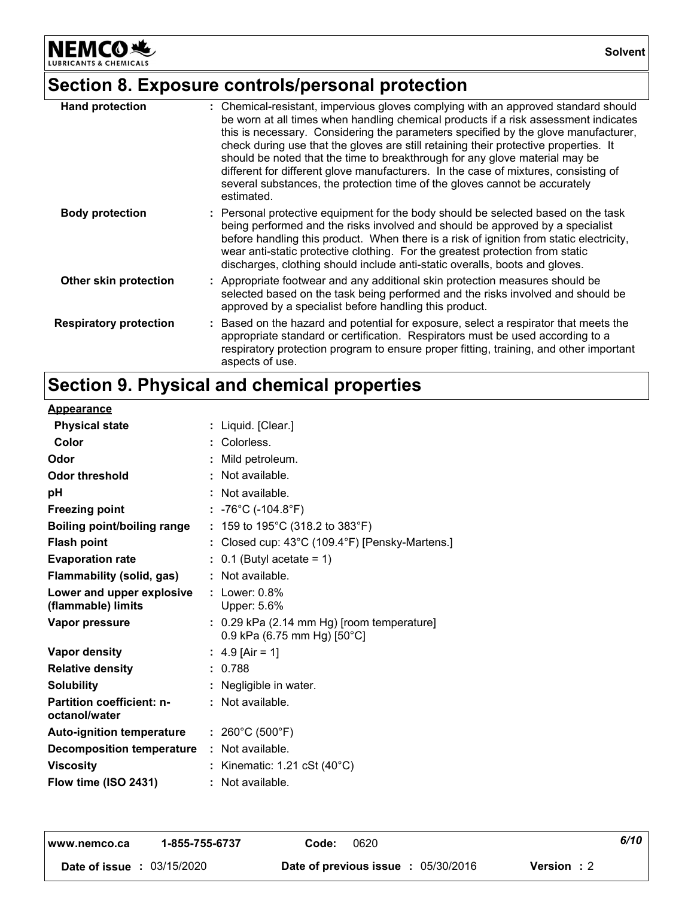## Section 8. Exposure controls/personal protection

| | |
|---|---|
| **Hand protection** | : Chemical-resistant, impervious gloves complying with an approved standard should be worn at all times when handling chemical products if a risk assessment indicates this is necessary. Considering the parameters specified by the glove manufacturer, check during use that the gloves are still retaining their protective properties. It should be noted that the time to breakthrough for any glove material may be different for different glove manufacturers. In the case of mixtures, consisting of several substances, the protection time of the gloves cannot be accurately estimated. |
| **Body protection** | : Personal protective equipment for the body should be selected based on the task being performed and the risks involved and should be approved by a specialist before handling this product. When there is a risk of ignition from static electricity, wear anti-static protective clothing. For the greatest protection from static discharges, clothing should include anti-static overalls, boots and gloves. |
| **Other skin protection** | : Appropriate footwear and any additional skin protection measures should be selected based on the task being performed and the risks involved and should be approved by a specialist before handling this product. |
| **Respiratory protection** | : Based on the hazard and potential for exposure, select a respirator that meets the appropriate standard or certification. Respirators must be used according to a respiratory protection program to ensure proper fitting, training, and other important aspects of use. |

## Section 9. Physical and chemical properties

**Appearance**

| | |
|---|---|
| **Physical state** | : Liquid. [Clear.] |
| **Color** | : Colorless. |
| **Odor** | : Mild petroleum. |
| **Odor threshold** | : Not available. |
| **pH** | : Not available. |
| **Freezing point** | : -76°C (-104.8°F) |
| **Boiling point/boiling range** | : 159 to 195°C (318.2 to 383°F) |
| **Flash point** | : Closed cup: 43°C (109.4°F) [Pensky-Martens.] |
| **Evaporation rate** | : 0.1 (Butyl acetate = 1) |
| **Flammability (solid, gas)** | : Not available. |
| **Lower and upper explosive (flammable) limits** | : Lower: 0.8%<br>Upper: 5.6% |
| **Vapor pressure** | : 0.29 kPa (2.14 mm Hg) [room temperature]<br>0.9 kPa (6.75 mm Hg) [50°C] |
| **Vapor density** | : 4.9 [Air = 1] |
| **Relative density** | : 0.788 |
| **Solubility** | : Negligible in water. |
| **Partition coefficient: n-octanol/water** | : Not available. |
| **Auto-ignition temperature** | : 260°C (500°F) |
| **Decomposition temperature** | : Not available. |
| **Viscosity** | : Kinematic: 1.21 cSt (40°C) |
| **Flow time (ISO 2431)** | : Not available. |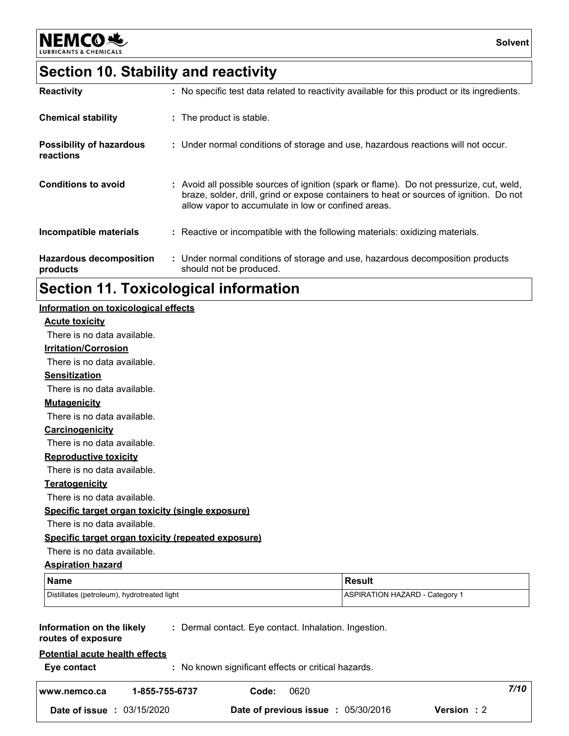## Section 10. Stability and reactivity

| | |
|---|---|
| **Reactivity** | : No specific test data related to reactivity available for this product or its ingredients. |
| **Chemical stability** | : The product is stable. |
| **Possibility of hazardous reactions** | : Under normal conditions of storage and use, hazardous reactions will not occur. |
| **Conditions to avoid** | : Avoid all possible sources of ignition (spark or flame). Do not pressurize, cut, weld, braze, solder, drill, grind or expose containers to heat or sources of ignition. Do not allow vapor to accumulate in low or confined areas. |
| **Incompatible materials** | : Reactive or incompatible with the following materials: oxidizing materials. |
| **Hazardous decomposition products** | : Under normal conditions of storage and use, hazardous decomposition products should not be produced. |

## Section 11. Toxicological information

**Information on toxicological effects**

**Acute toxicity**

There is no data available.

**Irritation/Corrosion**

There is no data available.

**Sensitization**

There is no data available.

**Mutagenicity**

There is no data available.

**Carcinogenicity**

There is no data available.

**Reproductive toxicity**

There is no data available.

**Teratogenicity**

There is no data available.

**Specific target organ toxicity (single exposure)**

There is no data available.

**Specific target organ toxicity (repeated exposure)**

There is no data available.

**Aspiration hazard**

| Name | Result |
|---|---|
| Distillates (petroleum), hydrotreated light | ASPIRATION HAZARD - Category 1 |

**Information on the likely routes of exposure** : Dermal contact. Eye contact. Inhalation. Ingestion.

**Potential acute health effects**

**Eye contact** : No known significant effects or critical hazards.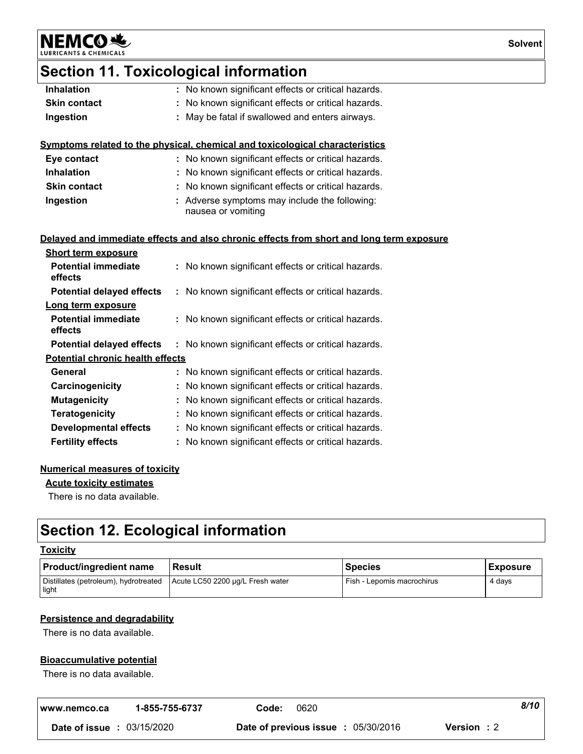## Section 11. Toxicological information

| | |
|---|---|
| **Inhalation** | : No known significant effects or critical hazards. |
| **Skin contact** | : No known significant effects or critical hazards. |
| **Ingestion** | : May be fatal if swallowed and enters airways. |

**Symptoms related to the physical, chemical and toxicological characteristics**

| | |
|---|---|
| **Eye contact** | : No known significant effects or critical hazards. |
| **Inhalation** | : No known significant effects or critical hazards. |
| **Skin contact** | : No known significant effects or critical hazards. |
| **Ingestion** | : Adverse symptoms may include the following: nausea or vomiting |

**Delayed and immediate effects and also chronic effects from short and long term exposure**

**Short term exposure**

| | |
|---|---|
| **Potential immediate effects** | : No known significant effects or critical hazards. |
| **Potential delayed effects** | : No known significant effects or critical hazards. |

**Long term exposure**

| | |
|---|---|
| **Potential immediate effects** | : No known significant effects or critical hazards. |
| **Potential delayed effects** | : No known significant effects or critical hazards. |

**Potential chronic health effects**

| | |
|---|---|
| **General** | : No known significant effects or critical hazards. |
| **Carcinogenicity** | : No known significant effects or critical hazards. |
| **Mutagenicity** | : No known significant effects or critical hazards. |
| **Teratogenicity** | : No known significant effects or critical hazards. |
| **Developmental effects** | : No known significant effects or critical hazards. |
| **Fertility effects** | : No known significant effects or critical hazards. |

**Numerical measures of toxicity**

**Acute toxicity estimates**

There is no data available.

## Section 12. Ecological information

**Toxicity**

| Product/ingredient name | Result | Species | Exposure |
|---|---|---|---|
| Distillates (petroleum), hydrotreated light | Acute LC50 2200 µg/L Fresh water | Fish - Lepomis macrochirus | 4 days |

**Persistence and degradability**

There is no data available.

**Bioaccumulative potential**

There is no data available.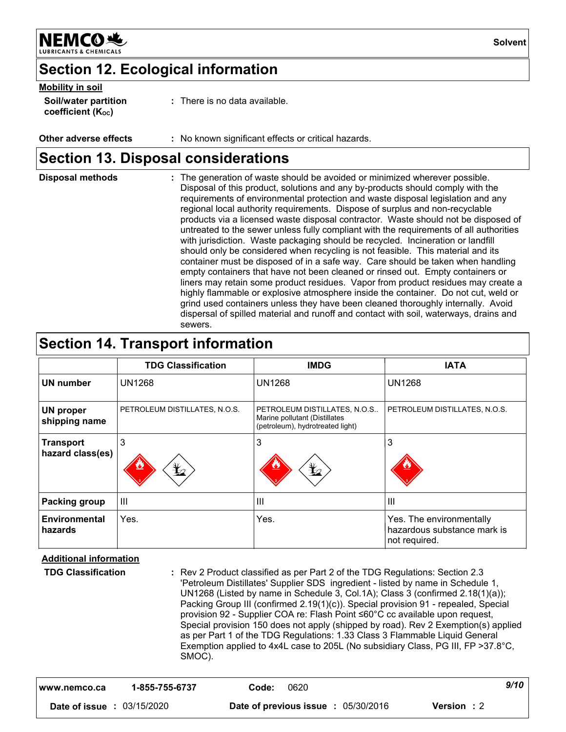## Section 12. Ecological information

**Mobility in soil**

**Soil/water partition coefficient ($K_{OC}$)** : There is no data available.

**Other adverse effects** : No known significant effects or critical hazards.

## Section 13. Disposal considerations

**Disposal methods** : The generation of waste should be avoided or minimized wherever possible. Disposal of this product, solutions and any by-products should comply with the requirements of environmental protection and waste disposal legislation and any regional local authority requirements. Dispose of surplus and non-recyclable products via a licensed waste disposal contractor. Waste should not be disposed of untreated to the sewer unless fully compliant with the requirements of all authorities with jurisdiction. Waste packaging should be recycled. Incineration or landfill should only be considered when recycling is not feasible. This material and its container must be disposed of in a safe way. Care should be taken when handling empty containers that have not been cleaned or rinsed out. Empty containers or liners may retain some product residues. Vapor from product residues may create a highly flammable or explosive atmosphere inside the container. Do not cut, weld or grind used containers unless they have been cleaned thoroughly internally. Avoid dispersal of spilled material and runoff and contact with soil, waterways, drains and sewers.

## Section 14. Transport information

| | TDG Classification | IMDG | IATA |
|---|---|---|---|
| **UN number** | UN1268 | UN1268 | UN1268 |
| **UN proper shipping name** | PETROLEUM DISTILLATES, N.O.S. | PETROLEUM DISTILLATES, N.O.S.. Marine pollutant (Distillates (petroleum), hydrotreated light) | PETROLEUM DISTILLATES, N.O.S. |
| **Transport hazard class(es)** | 3 | 3 | 3 |
| **Packing group** | III | III | III |
| **Environmental hazards** | Yes. | Yes. | Yes. The environmentally hazardous substance mark is not required. |

**Additional information**

**TDG Classification** : Rev 2 Product classified as per Part 2 of the TDG Regulations: Section 2.3 'Petroleum Distillates' Supplier SDS ingredient - listed by name in Schedule 1, UN1268 (Listed by name in Schedule 3, Col.1A); Class 3 (confirmed 2.18(1)(a)); Packing Group III (confirmed 2.19(1)(c)). Special provision 91 - repealed, Special provision 92 - Supplier COA re: Flash Point ≤60°C cc available upon request, Special provision 150 does not apply (shipped by road). Rev 2 Exemption(s) applied as per Part 1 of the TDG Regulations: 1.33 Class 3 Flammable Liquid General Exemption applied to 4x4L case to 205L (No subsidiary Class, PG III, FP >37.8°C, SMOC).

| www.nemco.ca | 1-855-755-6737 | Code: 0620 | |
|---|---|---|---|
| Date of issue : 03/15/2020 | | Date of previous issue : 05/30/2016 | Version : 2 |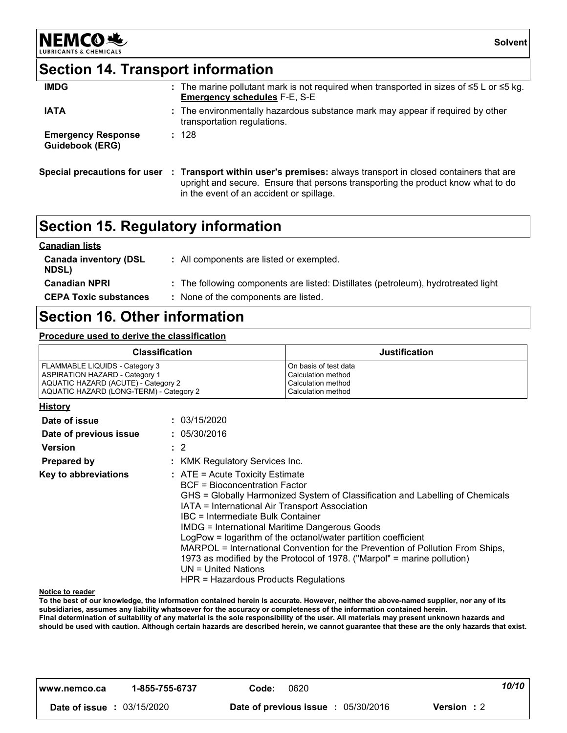## Section 14. Transport information

**IMDG** : The marine pollutant mark is not required when transported in sizes of ≤5 L or ≤5 kg.
**Emergency schedules** F-E, S-E

**IATA** : The environmentally hazardous substance mark may appear if required by other transportation regulations.

**Emergency Response Guidebook (ERG)** : 128

**Special precautions for user** : **Transport within user's premises:** always transport in closed containers that are upright and secure. Ensure that persons transporting the product know what to do in the event of an accident or spillage.

## Section 15. Regulatory information

**Canadian lists**

**Canada inventory (DSL NDSL)** : All components are listed or exempted.

**Canadian NPRI** : The following components are listed: Distillates (petroleum), hydrotreated light

**CEPA Toxic substances** : None of the components are listed.

## Section 16. Other information

**Procedure used to derive the classification**

| Classification | Justification |
| --- | --- |
| FLAMMABLE LIQUIDS - Category 3 | On basis of test data |
| ASPIRATION HAZARD - Category 1 | Calculation method |
| AQUATIC HAZARD (ACUTE) - Category 2 | Calculation method |
| AQUATIC HAZARD (LONG-TERM) - Category 2 | Calculation method |

**History**

**Date of issue** : 03/15/2020

**Date of previous issue** : 05/30/2016

**Version** : 2

**Prepared by** : KMK Regulatory Services Inc.

**Key to abbreviations** : ATE = Acute Toxicity Estimate
BCF = Bioconcentration Factor
GHS = Globally Harmonized System of Classification and Labelling of Chemicals
IATA = International Air Transport Association
IBC = Intermediate Bulk Container
IMDG = International Maritime Dangerous Goods
LogPow = logarithm of the octanol/water partition coefficient
MARPOL = International Convention for the Prevention of Pollution From Ships, 1973 as modified by the Protocol of 1978. ("Marpol" = marine pollution)
UN = United Nations
HPR = Hazardous Products Regulations

**Notice to reader**

**To the best of our knowledge, the information contained herein is accurate. However, neither the above-named supplier, nor any of its subsidiaries, assumes any liability whatsoever for the accuracy or completeness of the information contained herein. Final determination of suitability of any material is the sole responsibility of the user. All materials may present unknown hazards and should be used with caution. Although certain hazards are described herein, we cannot guarantee that these are the only hazards that exist.**